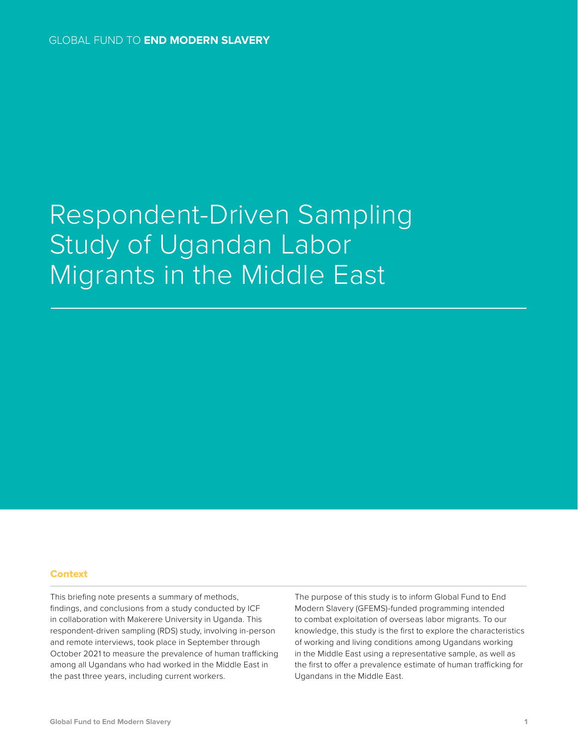GLOBAL FUND TO **END MODERN SLAVERY**

# Respondent-Driven Sampling Study of Ugandan Labor Migrants in the Middle East

## Context

This briefing note presents a summary of methods, findings, and conclusions from a study conducted by ICF in collaboration with Makerere University in Uganda. This respondent-driven sampling (RDS) study, involving in-person and remote interviews, took place in September through October 2021 to measure the prevalence of human trafficking among all Ugandans who had worked in the Middle East in the past three years, including current workers.

The purpose of this study is to inform Global Fund to End Modern Slavery (GFEMS)-funded programming intended to combat exploitation of overseas labor migrants. To our knowledge, this study is the first to explore the characteristics of working and living conditions among Ugandans working in the Middle East using a representative sample, as well as the first to offer a prevalence estimate of human trafficking for Ugandans in the Middle East.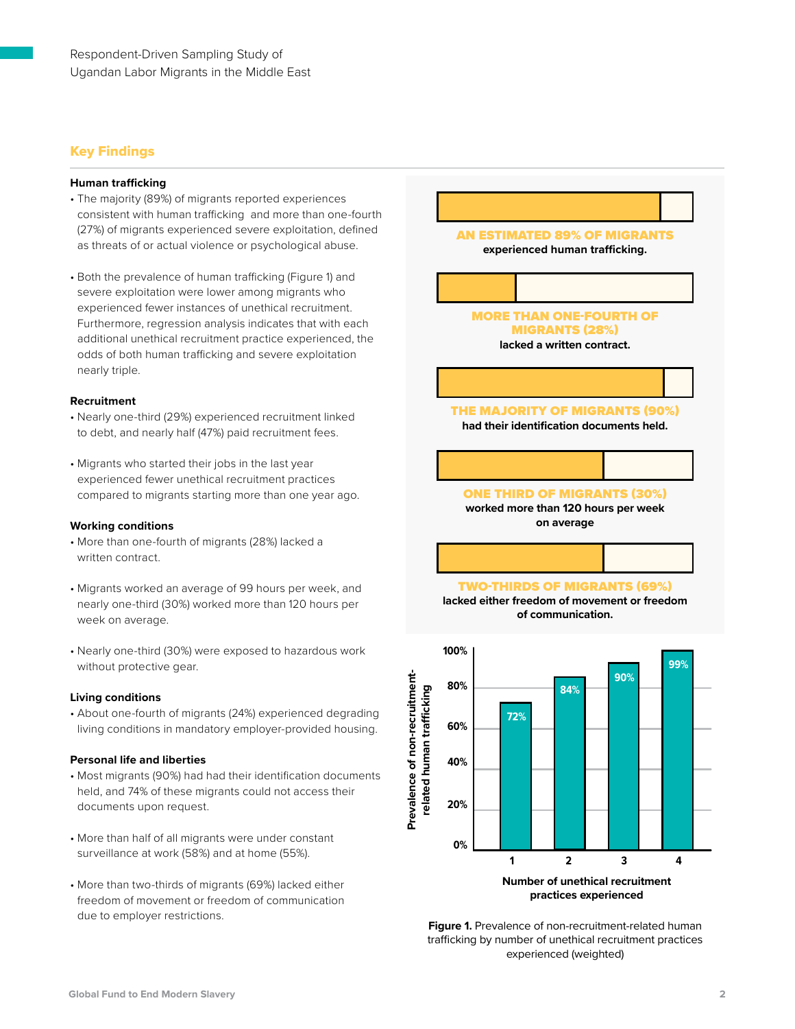## Key Findings

**Human trafficking**

- The majority (89%) of migrants reported experiences consistent with human trafficking and more than one-fourth (27%) of migrants experienced severe exploitation, defined as threats of or actual violence or psychological abuse.
- Both the prevalence of human trafficking (Figure 1) and severe exploitation were lower among migrants who experienced fewer instances of unethical recruitment. Furthermore, regression analysis indicates that with each additional unethical recruitment practice experienced, the odds of both human trafficking and severe exploitation nearly triple.

**Recruitment**

- Nearly one-third (29%) experienced recruitment linked to debt, and nearly half (47%) paid recruitment fees.
- Migrants who started their jobs in the last year experienced fewer unethical recruitment practices compared to migrants starting more than one year ago.

**Working conditions**

- More than one-fourth of migrants (28%) lacked a written contract.
- Migrants worked an average of 99 hours per week, and nearly one-third (30%) worked more than 120 hours per week on average.
- Nearly one-third (30%) were exposed to hazardous work without protective gear.

**Living conditions**

- About one-fourth of migrants (24%) experienced degrading living conditions in mandatory employer-provided housing.

**Personal life and liberties**

- Most migrants (90%) had had their identification documents held, and 74% of these migrants could not access their documents upon request.
- More than half of all migrants were under constant surveillance at work (58%) and at home (55%).
- More than two-thirds of migrants (69%) lacked either freedom of movement or freedom of communication due to employer restrictions.

**AN ESTIMATED 89% OF MIGRANTS** experienced human trafficking.

**MORE THAN ONE-FOURTH OF MIGRANTS (28%)** lacked a written contract.

**THE MAJORITY OF MIGRANTS (90%)** had their identification documents held.

**ONE THIRD OF MIGRANTS (30%)** worked more than 120 hours per week on average

**TWO-THIRDS OF MIGRANTS (69%)** lacked either freedom of movement or freedom of communication.

| Number of unethical recruitment practices experienced | Prevalence of non-recruitment-related human trafficking |
|---|---|
| 1 | 72% |
| 2 | 84% |
| 3 | 90% |
| 4 | 99% |

**Figure 1.** Prevalence of non-recruitment-related human trafficking by number of unethical recruitment practices experienced (weighted)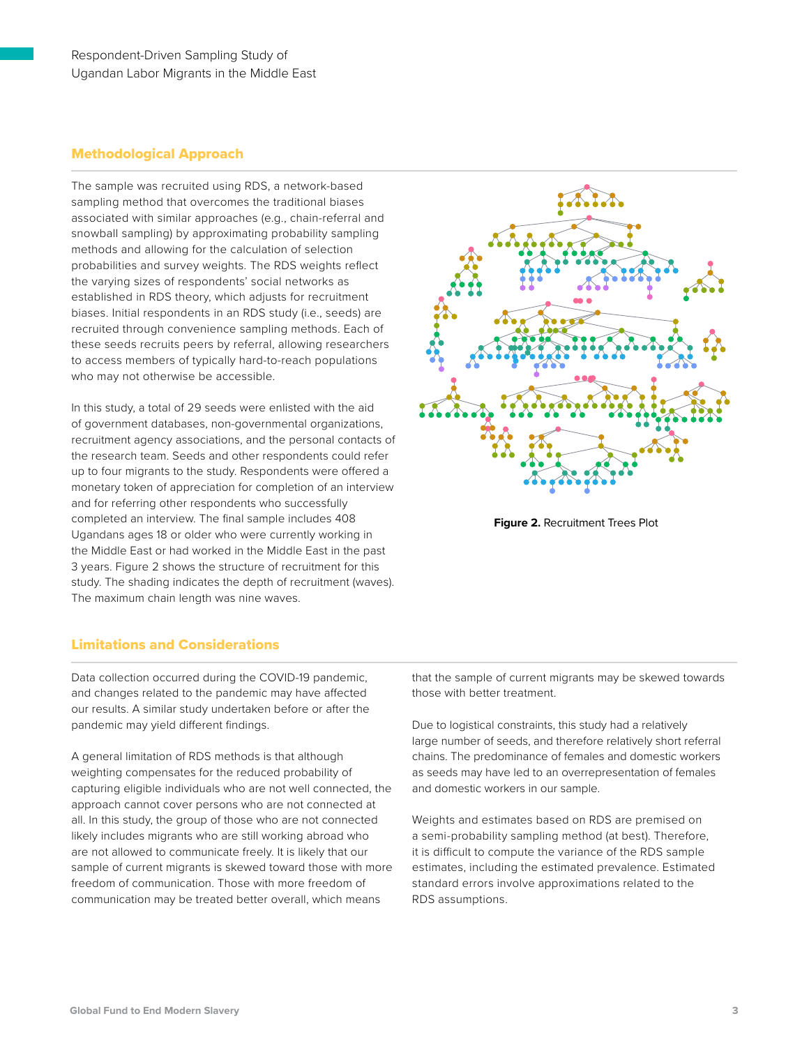## Methodological Approach

The sample was recruited using RDS, a network-based sampling method that overcomes the traditional biases associated with similar approaches (e.g., chain-referral and snowball sampling) by approximating probability sampling methods and allowing for the calculation of selection probabilities and survey weights. The RDS weights reflect the varying sizes of respondents' social networks as established in RDS theory, which adjusts for recruitment biases. Initial respondents in an RDS study (i.e., seeds) are recruited through convenience sampling methods. Each of these seeds recruits peers by referral, allowing researchers to access members of typically hard-to-reach populations who may not otherwise be accessible.

In this study, a total of 29 seeds were enlisted with the aid of government databases, non-governmental organizations, recruitment agency associations, and the personal contacts of the research team. Seeds and other respondents could refer up to four migrants to the study. Respondents were offered a monetary token of appreciation for completion of an interview and for referring other respondents who successfully completed an interview. The final sample includes 408 Ugandans ages 18 or older who were currently working in the Middle East or had worked in the Middle East in the past 3 years. Figure 2 shows the structure of recruitment for this study. The shading indicates the depth of recruitment (waves). The maximum chain length was nine waves.

**Figure 2.** Recruitment Trees Plot

## Limitations and Considerations

Data collection occurred during the COVID-19 pandemic, and changes related to the pandemic may have affected our results. A similar study undertaken before or after the pandemic may yield different findings.

A general limitation of RDS methods is that although weighting compensates for the reduced probability of capturing eligible individuals who are not well connected, the approach cannot cover persons who are not connected at all. In this study, the group of those who are not connected likely includes migrants who are still working abroad who are not allowed to communicate freely. It is likely that our sample of current migrants is skewed toward those with more freedom of communication. Those with more freedom of communication may be treated better overall, which means that the sample of current migrants may be skewed towards those with better treatment.

Due to logistical constraints, this study had a relatively large number of seeds, and therefore relatively short referral chains. The predominance of females and domestic workers as seeds may have led to an overrepresentation of females and domestic workers in our sample.

Weights and estimates based on RDS are premised on a semi-probability sampling method (at best). Therefore, it is difficult to compute the variance of the RDS sample estimates, including the estimated prevalence. Estimated standard errors involve approximations related to the RDS assumptions.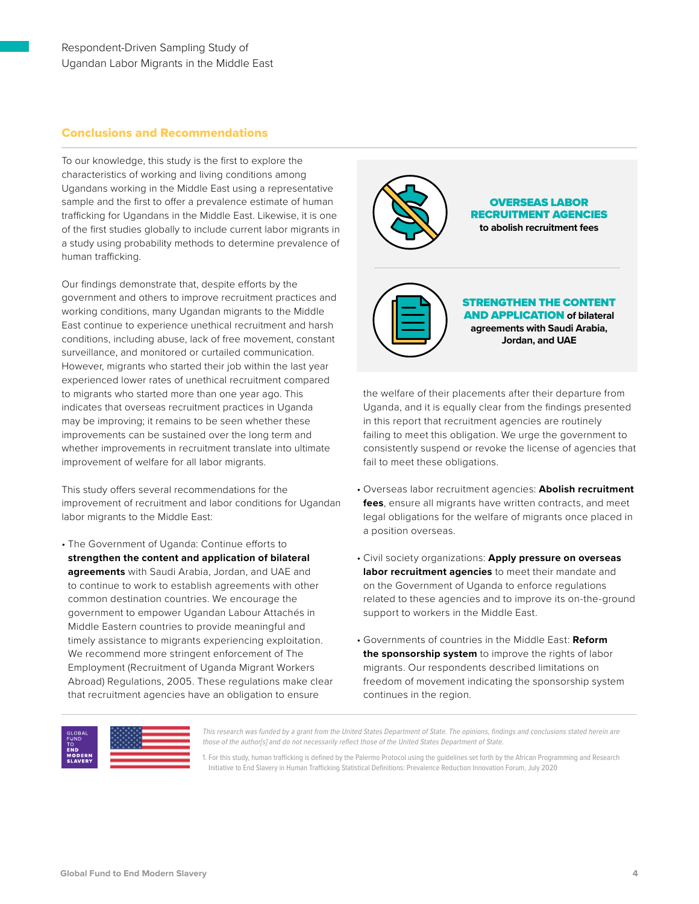## Conclusions and Recommendations

To our knowledge, this study is the first to explore the characteristics of working and living conditions among Ugandans working in the Middle East using a representative sample and the first to offer a prevalence estimate of human trafficking for Ugandans in the Middle East. Likewise, it is one of the first studies globally to include current labor migrants in a study using probability methods to determine prevalence of human trafficking.

Our findings demonstrate that, despite efforts by the government and others to improve recruitment practices and working conditions, many Ugandan migrants to the Middle East continue to experience unethical recruitment and harsh conditions, including abuse, lack of free movement, constant surveillance, and monitored or curtailed communication. However, migrants who started their job within the last year experienced lower rates of unethical recruitment compared to migrants who started more than one year ago. This indicates that overseas recruitment practices in Uganda may be improving; it remains to be seen whether these improvements can be sustained over the long term and whether improvements in recruitment translate into ultimate improvement of welfare for all labor migrants.

This study offers several recommendations for the improvement of recruitment and labor conditions for Ugandan labor migrants to the Middle East:

- The Government of Uganda: Continue efforts to **strengthen the content and application of bilateral agreements** with Saudi Arabia, Jordan, and UAE and to continue to work to establish agreements with other common destination countries. We encourage the government to empower Ugandan Labour Attachés in Middle Eastern countries to provide meaningful and timely assistance to migrants experiencing exploitation. We recommend more stringent enforcement of The Employment (Recruitment of Uganda Migrant Workers Abroad) Regulations, 2005. These regulations make clear that recruitment agencies have an obligation to ensure the welfare of their placements after their departure from Uganda, and it is equally clear from the findings presented in this report that recruitment agencies are routinely failing to meet this obligation. We urge the government to consistently suspend or revoke the license of agencies that fail to meet these obligations.

**OVERSEAS LABOR RECRUITMENT AGENCIES** to abolish recruitment fees

**STRENGTHEN THE CONTENT AND APPLICATION** of bilateral agreements with Saudi Arabia, Jordan, and UAE

- Overseas labor recruitment agencies: **Abolish recruitment fees**, ensure all migrants have written contracts, and meet legal obligations for the welfare of migrants once placed in a position overseas.

- Civil society organizations: **Apply pressure on overseas labor recruitment agencies** to meet their mandate and on the Government of Uganda to enforce regulations related to these agencies and to improve its on-the-ground support to workers in the Middle East.

- Governments of countries in the Middle East: **Reform the sponsorship system** to improve the rights of labor migrants. Our respondents described limitations on freedom of movement indicating the sponsorship system continues in the region.

*This research was funded by a grant from the United States Department of State. The opinions, findings and conclusions stated herein are those of the author[s] and do not necessarily reflect those of the United States Department of State.*

1. For this study, human trafficking is defined by the Palermo Protocol using the guidelines set forth by the African Programming and Research Initiative to End Slavery in Human Trafficking Statistical Definitions: Prevalence Reduction Innovation Forum, July 2020